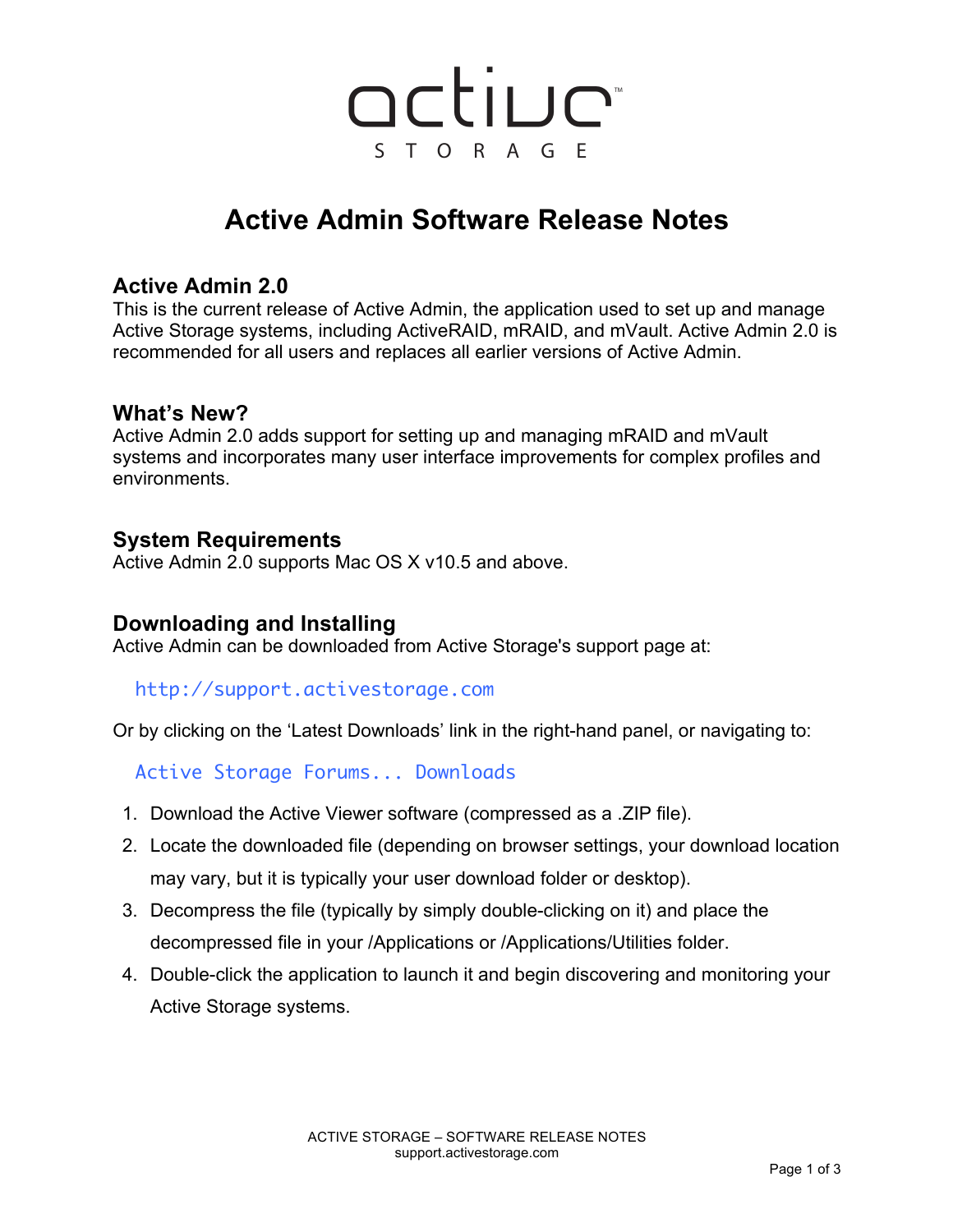active

STORAGE

# Active Admin Software Release Notes

## Active Admin 2.0

This is the current release of Active Admin, the application used to set up and manage Active Storage systems, including ActiveRAID, mRAID, and mVault. Active Admin 2.0 is recommended for all users and replaces all earlier versions of Active Admin.

## What's New?

Active Admin 2.0 adds support for setting up and managing mRAID and mVault systems and incorporates many user interface improvements for complex profiles and environments.

## System Requirements

Active Admin 2.0 supports Mac OS X v10.5 and above.

## Downloading and Installing

Active Admin can be downloaded from Active Storage's support page at:

`http://support.activestorage.com`

Or by clicking on the 'Latest Downloads' link in the right-hand panel, or navigating to:

`Active Storage Forums... Downloads`

1. Download the Active Viewer software (compressed as a .ZIP file).
2. Locate the downloaded file (depending on browser settings, your download location may vary, but it is typically your user download folder or desktop).
3. Decompress the file (typically by simply double-clicking on it) and place the decompressed file in your /Applications or /Applications/Utilities folder.
4. Double-click the application to launch it and begin discovering and monitoring your Active Storage systems.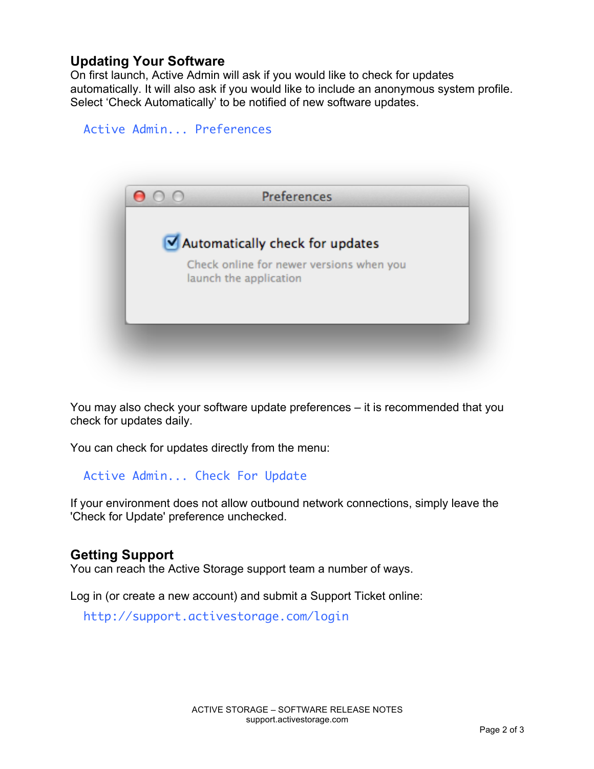## Updating Your Software

On first launch, Active Admin will ask if you would like to check for updates automatically. It will also ask if you would like to include an anonymous system profile. Select 'Check Automatically' to be notified of new software updates.

```
Active Admin... Preferences
```

You may also check your software update preferences – it is recommended that you check for updates daily.

You can check for updates directly from the menu:

```
Active Admin... Check For Update
```

If your environment does not allow outbound network connections, simply leave the 'Check for Update' preference unchecked.

## Getting Support

You can reach the Active Storage support team a number of ways.

Log in (or create a new account) and submit a Support Ticket online:

```
http://support.activestorage.com/login
```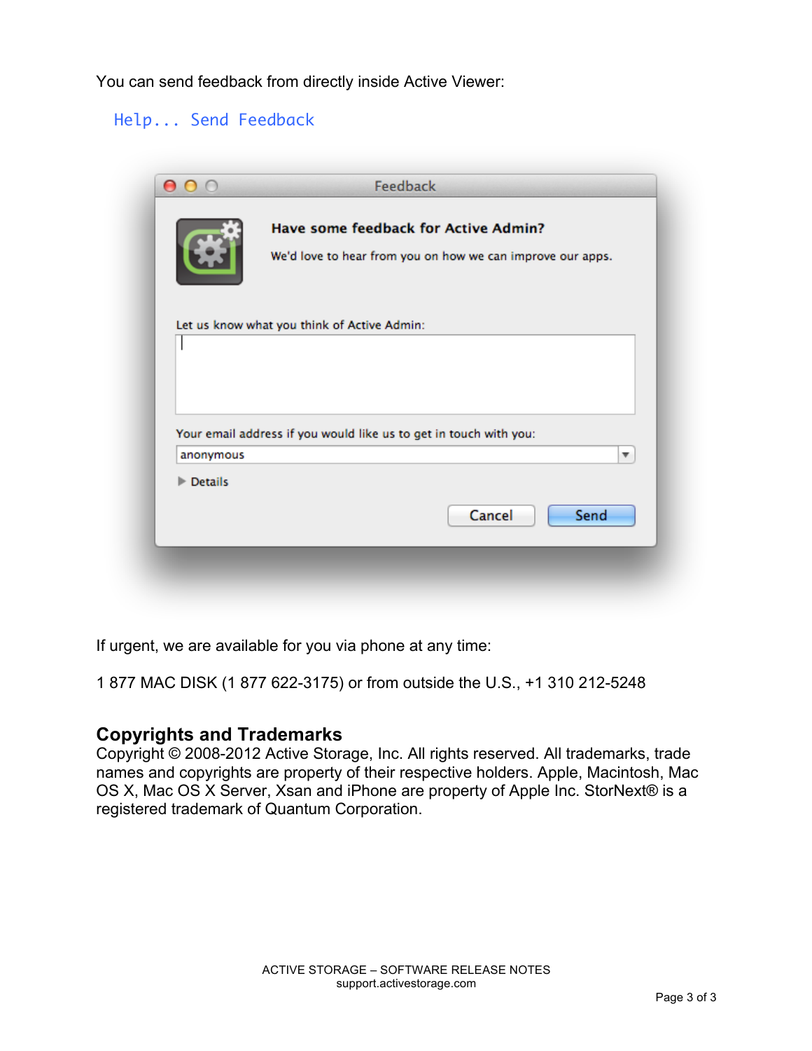You can send feedback from directly inside Active Viewer:

```
Help... Send Feedback
```

If urgent, we are available for you via phone at any time:

1 877 MAC DISK (1 877 622-3175) or from outside the U.S., +1 310 212-5248

## Copyrights and Trademarks

Copyright © 2008-2012 Active Storage, Inc. All rights reserved. All trademarks, trade names and copyrights are property of their respective holders. Apple, Macintosh, Mac OS X, Mac OS X Server, Xsan and iPhone are property of Apple Inc. StorNext® is a registered trademark of Quantum Corporation.